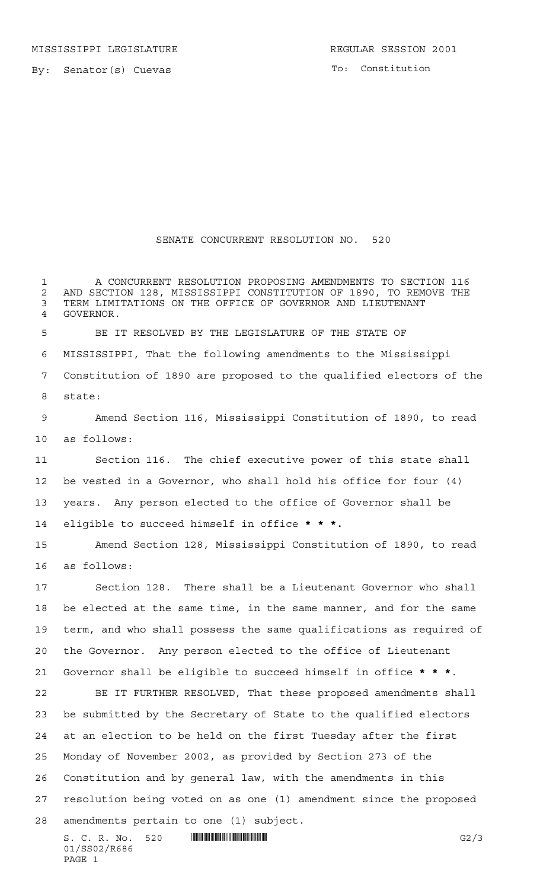MISSISSIPPI LEGISLATURE REGULAR SESSION 2001

By: Senator(s) Cuevas

To: Constitution

# SENATE CONCURRENT RESOLUTION NO. 520

A CONCURRENT RESOLUTION PROPOSING AMENDMENTS TO SECTION 116 AND SECTION 128, MISSISSIPPI CONSTITUTION OF 1890, TO REMOVE THE TERM LIMITATIONS ON THE OFFICE OF GOVERNOR AND LIEUTENANT GOVERNOR.

BE IT RESOLVED BY THE LEGISLATURE OF THE STATE OF MISSISSIPPI, That the following amendments to the Mississippi Constitution of 1890 are proposed to the qualified electors of the state:

Amend Section 116, Mississippi Constitution of 1890, to read as follows:

Section 116. The chief executive power of this state shall be vested in a Governor, who shall hold his office for four (4) years. Any person elected to the office of Governor shall be eligible to succeed himself in office **\* \* \*.**

Amend Section 128, Mississippi Constitution of 1890, to read as follows:

Section 128. There shall be a Lieutenant Governor who shall be elected at the same time, in the same manner, and for the same term, and who shall possess the same qualifications as required of the Governor. Any person elected to the office of Lieutenant Governor shall be eligible to succeed himself in office **\* \* \***.

BE IT FURTHER RESOLVED, That these proposed amendments shall be submitted by the Secretary of State to the qualified electors at an election to be held on the first Tuesday after the first Monday of November 2002, as provided by Section 273 of the Constitution and by general law, with the amendments in this resolution being voted on as one (1) amendment since the proposed amendments pertain to one (1) subject.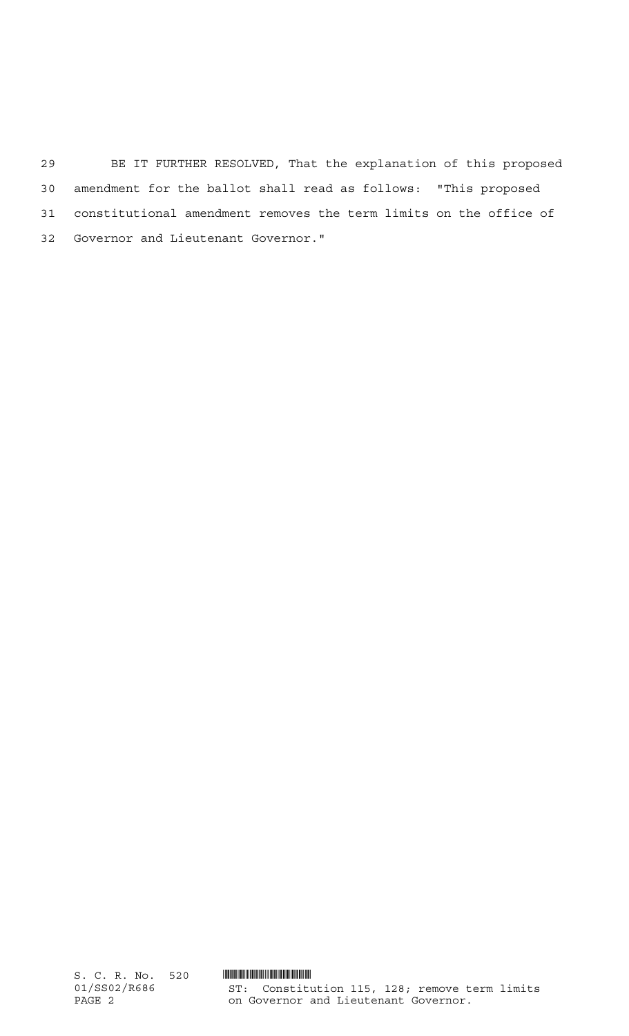BE IT FURTHER RESOLVED, That the explanation of this proposed amendment for the ballot shall read as follows: "This proposed constitutional amendment removes the term limits on the office of Governor and Lieutenant Governor."

S. C. R. No. 520
01/SS02/R686
PAGE 2

ST: Constitution 115, 128; remove term limits on Governor and Lieutenant Governor.